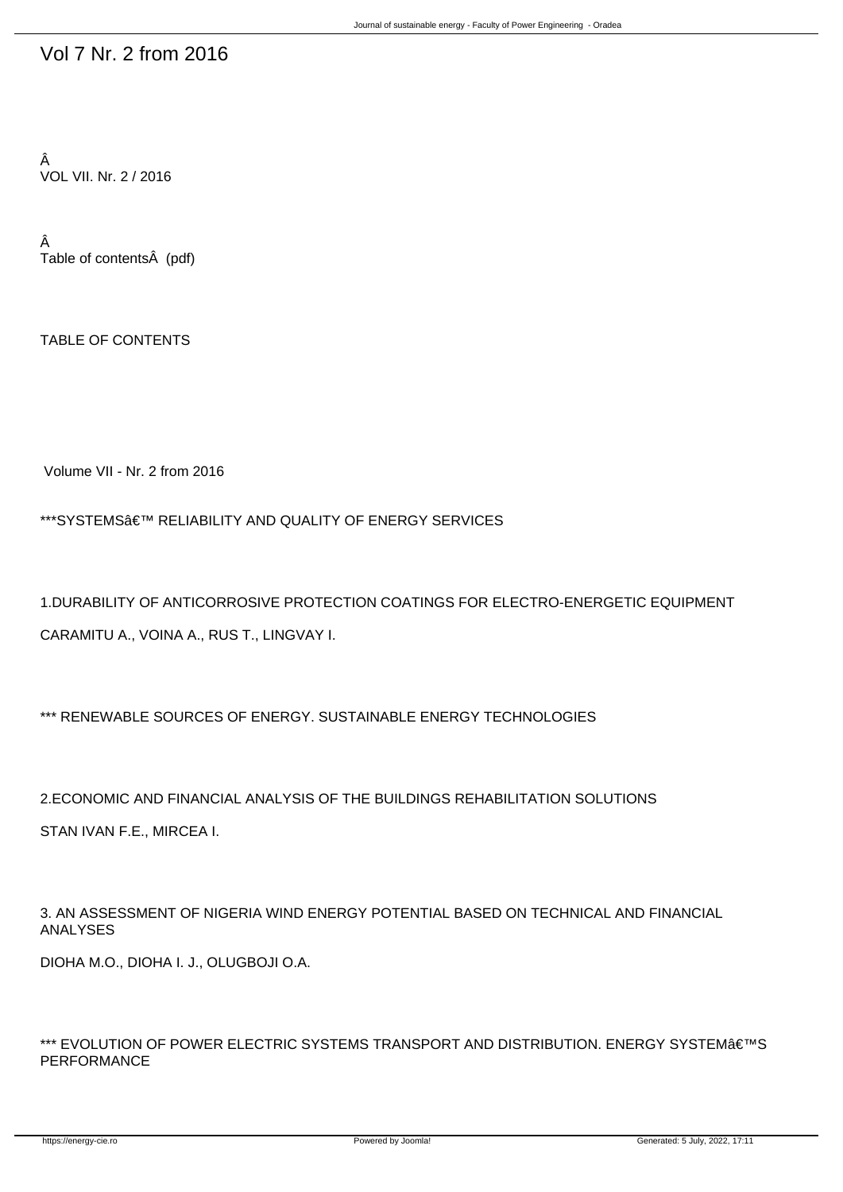# Vol 7 Nr. 2 from 2016

Â
VOL VII. Nr. 2 / 2016

Â
Table of contentsÂ (pdf)

TABLE OF CONTENTS

Volume VII - Nr. 2 from 2016

***SYSTEMSâ€™ RELIABILITY AND QUALITY OF ENERGY SERVICES

1.DURABILITY OF ANTICORROSIVE PROTECTION COATINGS FOR ELECTRO-ENERGETIC EQUIPMENT

CARAMITU A., VOINA A., RUS T., LINGVAY I.

*** RENEWABLE SOURCES OF ENERGY. SUSTAINABLE ENERGY TECHNOLOGIES

2.ECONOMIC AND FINANCIAL ANALYSIS OF THE BUILDINGS REHABILITATION SOLUTIONS

STAN IVAN F.E., MIRCEA I.

3. AN ASSESSMENT OF NIGERIA WIND ENERGY POTENTIAL BASED ON TECHNICAL AND FINANCIAL ANALYSES

DIOHA M.O., DIOHA I. J., OLUGBOJI O.A.

*** EVOLUTION OF POWER ELECTRIC SYSTEMS TRANSPORT AND DISTRIBUTION. ENERGY SYSTEMâ€™S PERFORMANCE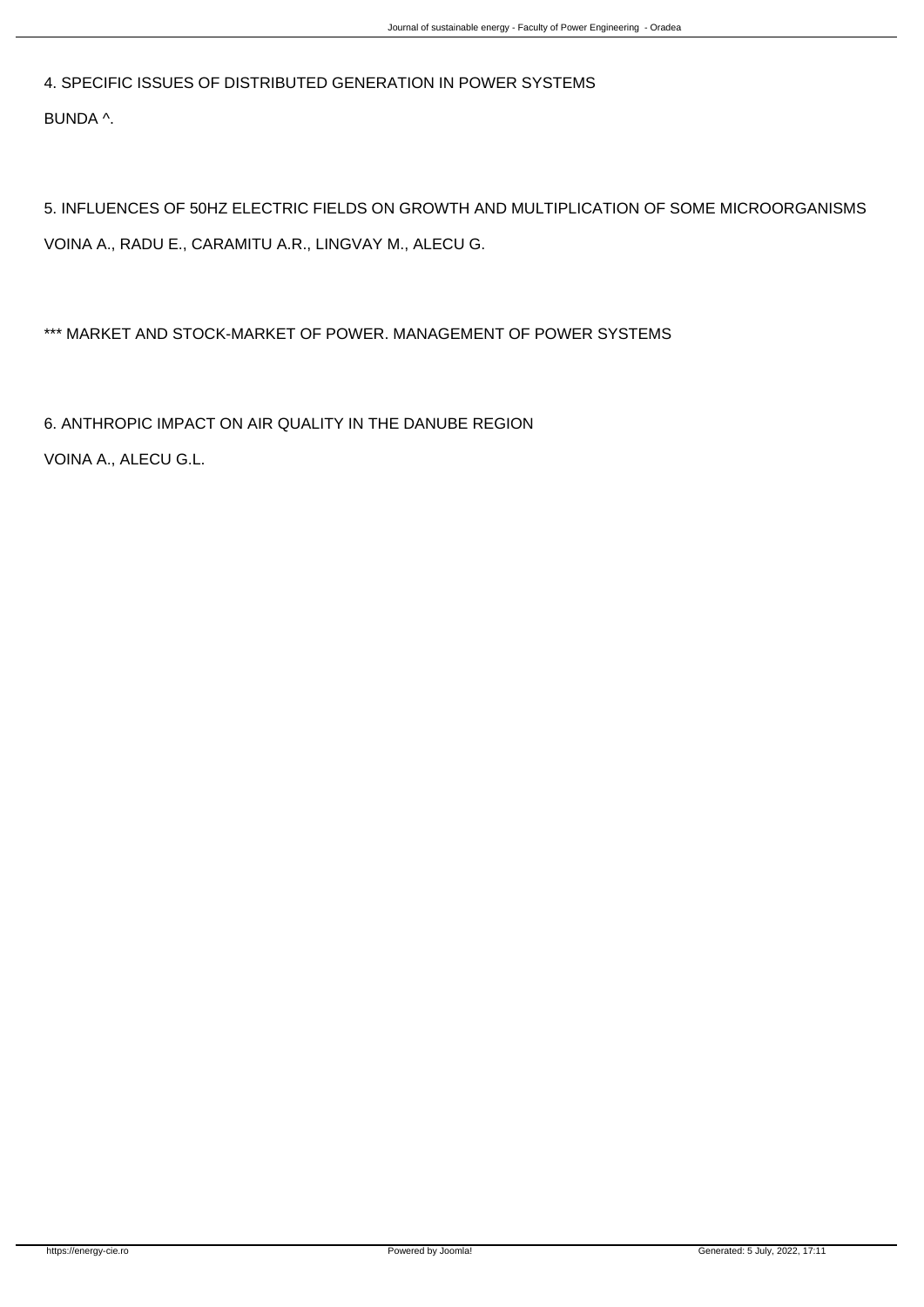4. SPECIFIC ISSUES OF DISTRIBUTED GENERATION IN POWER SYSTEMS

BUNDA ^.

5. INFLUENCES OF 50HZ ELECTRIC FIELDS ON GROWTH AND MULTIPLICATION OF SOME MICROORGANISMS

VOINA A., RADU E., CARAMITU A.R., LINGVAY M., ALECU G.

*** MARKET AND STOCK-MARKET OF POWER. MANAGEMENT OF POWER SYSTEMS

6. ANTHROPIC IMPACT ON AIR QUALITY IN THE DANUBE REGION

VOINA A., ALECU G.L.